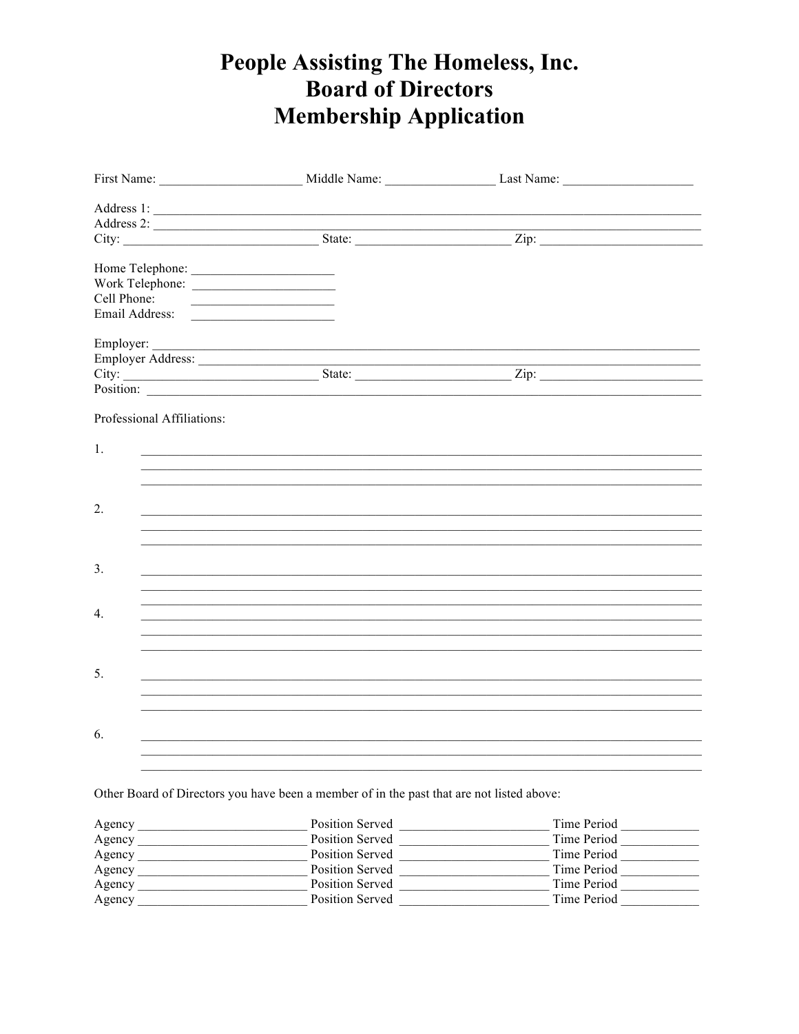# People Assisting The Homeless, Inc.
# Board of Directors
# Membership Application

First Name: _____________________ Middle Name: ________________ Last Name: ___________________

Address 1: ______________________________________________________________________________
Address 2: ______________________________________________________________________________
City: ____________________________ State: ______________________ Zip: _______________________

Home Telephone: _____________________
Work Telephone: _____________________
Cell Phone: _____________________
Email Address: _____________________

Employer: _______________________________________________________________________________
Employer Address: ________________________________________________________________________
City: ____________________________ State: ______________________ Zip: _______________________
Position: ________________________________________________________________________________

Professional Affiliations:

1. ______________________________________________________________________________
______________________________________________________________________________
______________________________________________________________________________

2. ______________________________________________________________________________
______________________________________________________________________________
______________________________________________________________________________

3. ______________________________________________________________________________
______________________________________________________________________________
______________________________________________________________________________

4. ______________________________________________________________________________
______________________________________________________________________________
______________________________________________________________________________

5. ______________________________________________________________________________
______________________________________________________________________________
______________________________________________________________________________

6. ______________________________________________________________________________
______________________________________________________________________________
______________________________________________________________________________

Other Board of Directors you have been a member of in the past that are not listed above:

Agency _________________________ Position Served _____________________ Time Period ___________
Agency _________________________ Position Served _____________________ Time Period ___________
Agency _________________________ Position Served _____________________ Time Period ___________
Agency _________________________ Position Served _____________________ Time Period ___________
Agency _________________________ Position Served _____________________ Time Period ___________
Agency _________________________ Position Served _____________________ Time Period ___________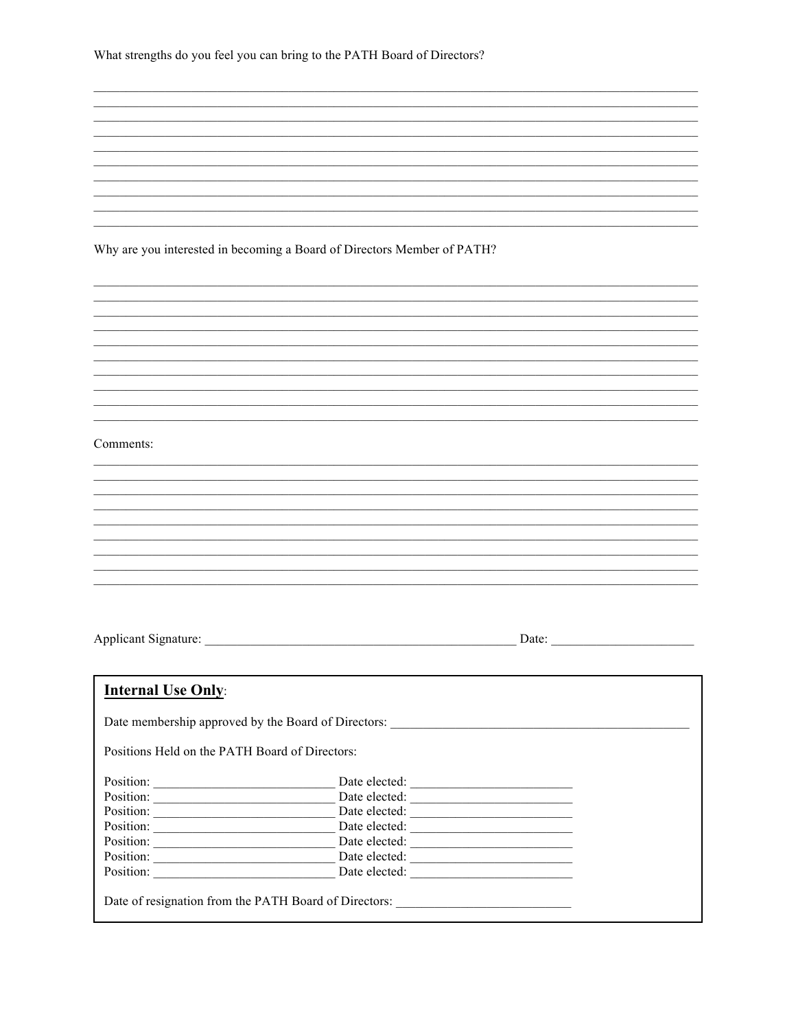What strengths do you feel you can bring to the PATH Board of Directors?

______________________________________________________________________________
______________________________________________________________________________
______________________________________________________________________________
______________________________________________________________________________
______________________________________________________________________________
______________________________________________________________________________
______________________________________________________________________________
______________________________________________________________________________
______________________________________________________________________________
______________________________________________________________________________

Why are you interested in becoming a Board of Directors Member of PATH?

______________________________________________________________________________
______________________________________________________________________________
______________________________________________________________________________
______________________________________________________________________________
______________________________________________________________________________
______________________________________________________________________________
______________________________________________________________________________
______________________________________________________________________________
______________________________________________________________________________
______________________________________________________________________________

Comments:

______________________________________________________________________________
______________________________________________________________________________
______________________________________________________________________________
______________________________________________________________________________
______________________________________________________________________________
______________________________________________________________________________
______________________________________________________________________________
______________________________________________________________________________
______________________________________________________________________________

Applicant Signature: ________________________________________ Date: ____________________

**Internal Use Only**:

Date membership approved by the Board of Directors: ________________________________________

Positions Held on the PATH Board of Directors:

Position: __________________________ Date elected: ______________________
Position: __________________________ Date elected: ______________________
Position: __________________________ Date elected: ______________________
Position: __________________________ Date elected: ______________________
Position: __________________________ Date elected: ______________________
Position: __________________________ Date elected: ______________________
Position: __________________________ Date elected: ______________________

Date of resignation from the PATH Board of Directors: ________________________